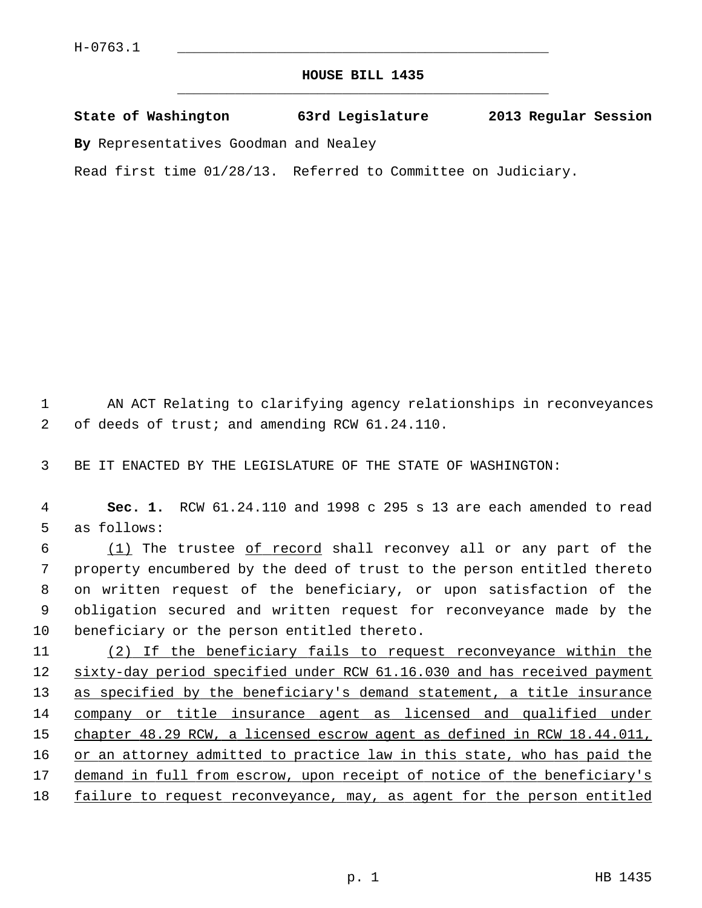H-0763.1

# HOUSE BILL 1435

**State of Washington 63rd Legislature 2013 Regular Session**

**By** Representatives Goodman and Nealey

Read first time 01/28/13. Referred to Committee on Judiciary.

AN ACT Relating to clarifying agency relationships in reconveyances of deeds of trust; and amending RCW 61.24.110.

BE IT ENACTED BY THE LEGISLATURE OF THE STATE OF WASHINGTON:

**Sec. 1.** RCW 61.24.110 and 1998 c 295 s 13 are each amended to read as follows:

<u>(1)</u> The trustee <u>of record</u> shall reconvey all or any part of the property encumbered by the deed of trust to the person entitled thereto on written request of the beneficiary, or upon satisfaction of the obligation secured and written request for reconveyance made by the beneficiary or the person entitled thereto.

<u>(2) If the beneficiary fails to request reconveyance within the sixty-day period specified under RCW 61.16.030 and has received payment as specified by the beneficiary's demand statement, a title insurance company or title insurance agent as licensed and qualified under chapter 48.29 RCW, a licensed escrow agent as defined in RCW 18.44.011, or an attorney admitted to practice law in this state, who has paid the demand in full from escrow, upon receipt of notice of the beneficiary's failure to request reconveyance, may, as agent for the person entitled</u>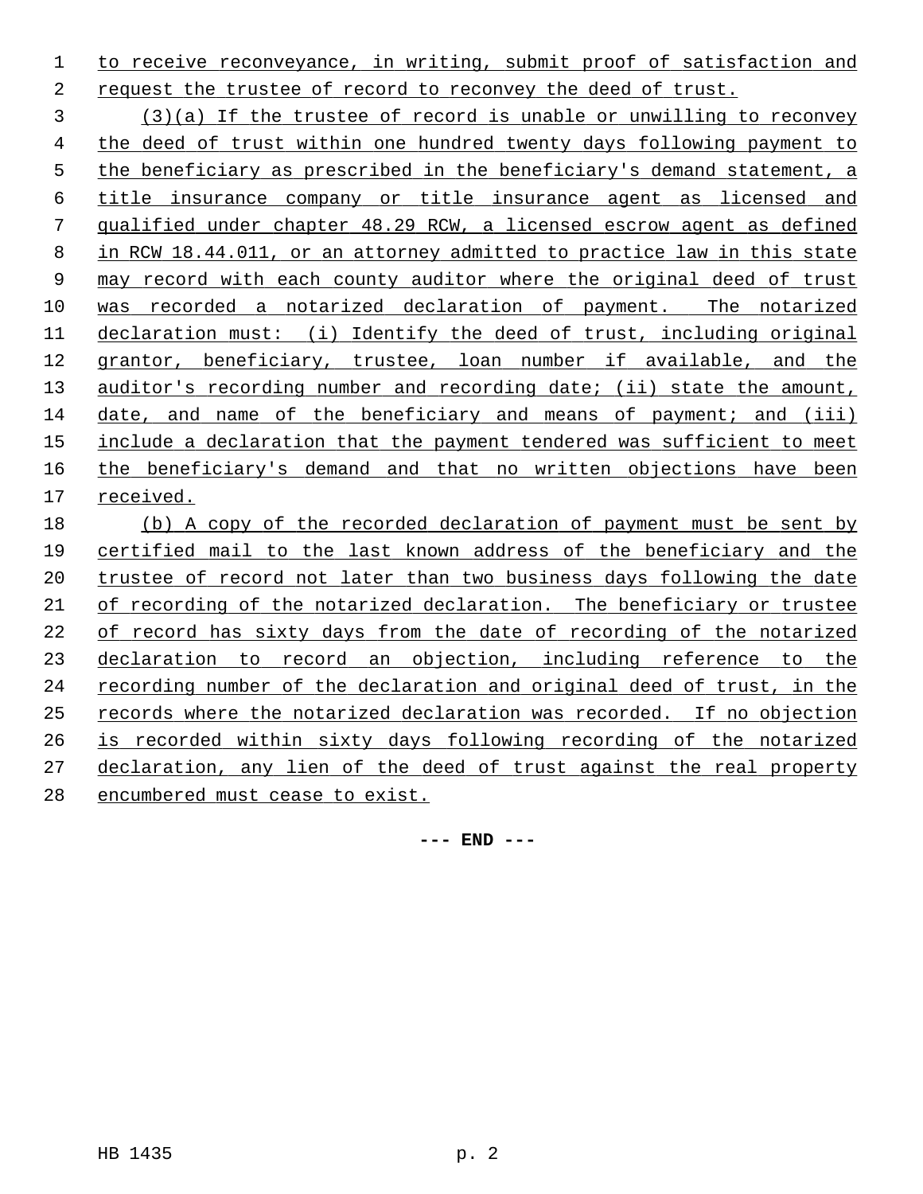to receive reconveyance, in writing, submit proof of satisfaction and request the trustee of record to reconvey the deed of trust.

(3)(a) If the trustee of record is unable or unwilling to reconvey the deed of trust within one hundred twenty days following payment to the beneficiary as prescribed in the beneficiary's demand statement, a title insurance company or title insurance agent as licensed and qualified under chapter 48.29 RCW, a licensed escrow agent as defined in RCW 18.44.011, or an attorney admitted to practice law in this state may record with each county auditor where the original deed of trust was recorded a notarized declaration of payment. The notarized declaration must: (i) Identify the deed of trust, including original grantor, beneficiary, trustee, loan number if available, and the auditor's recording number and recording date; (ii) state the amount, date, and name of the beneficiary and means of payment; and (iii) include a declaration that the payment tendered was sufficient to meet the beneficiary's demand and that no written objections have been received.

(b) A copy of the recorded declaration of payment must be sent by certified mail to the last known address of the beneficiary and the trustee of record not later than two business days following the date of recording of the notarized declaration. The beneficiary or trustee of record has sixty days from the date of recording of the notarized declaration to record an objection, including reference to the recording number of the declaration and original deed of trust, in the records where the notarized declaration was recorded. If no objection is recorded within sixty days following recording of the notarized declaration, any lien of the deed of trust against the real property encumbered must cease to exist.

**--- END ---**